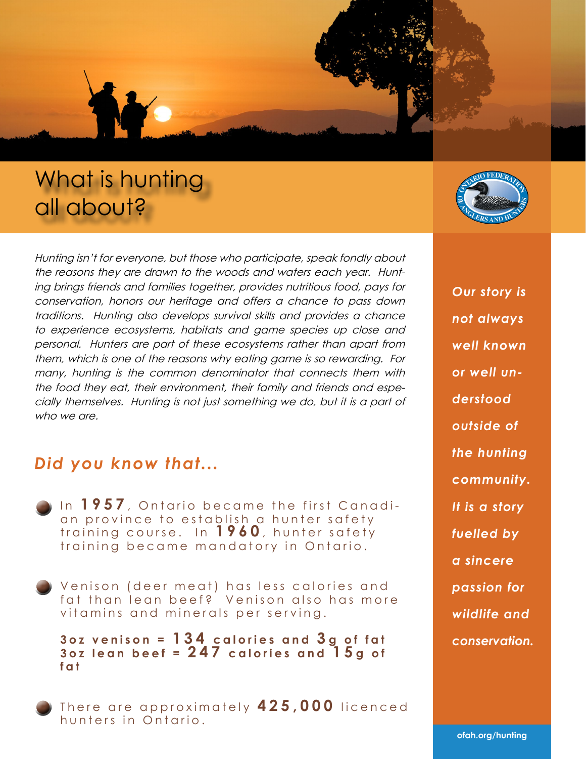# What is hunting all about?

*Hunting isn't for everyone, but those who participate, speak fondly about the reasons they are drawn to the woods and waters each year. Hunting brings friends and families together, provides nutritious food, pays for conservation, honors our heritage and offers a chance to pass down traditions. Hunting also develops survival skills and provides a chance to experience ecosystems, habitats and game species up close and personal. Hunters are part of these ecosystems rather than apart from them, which is one of the reasons why eating game is so rewarding. For many, hunting is the common denominator that connects them with the food they eat, their environment, their family and friends and especially themselves. Hunting is not just something we do, but it is a part of who we are.*

## *Did you know that...*

- In **1957**, Ontario became the first Canadian province to establish a hunter safety training course. In **1960**, hunter safety training became mandatory in Ontario.

- Venison (deer meat) has less calories and fat than lean beef? Venison also has more vitamins and minerals per serving.

  **3oz venison = 134 calories and 3g of fat**
  **3oz lean beef = 247 calories and 15g of fat**

- There are approximately **425,000** licenced hunters in Ontario.

***Our story is not always well known or well understood outside of the hunting community. It is a story fuelled by a sincere passion for wildlife and conservation.***

ofah.org/hunting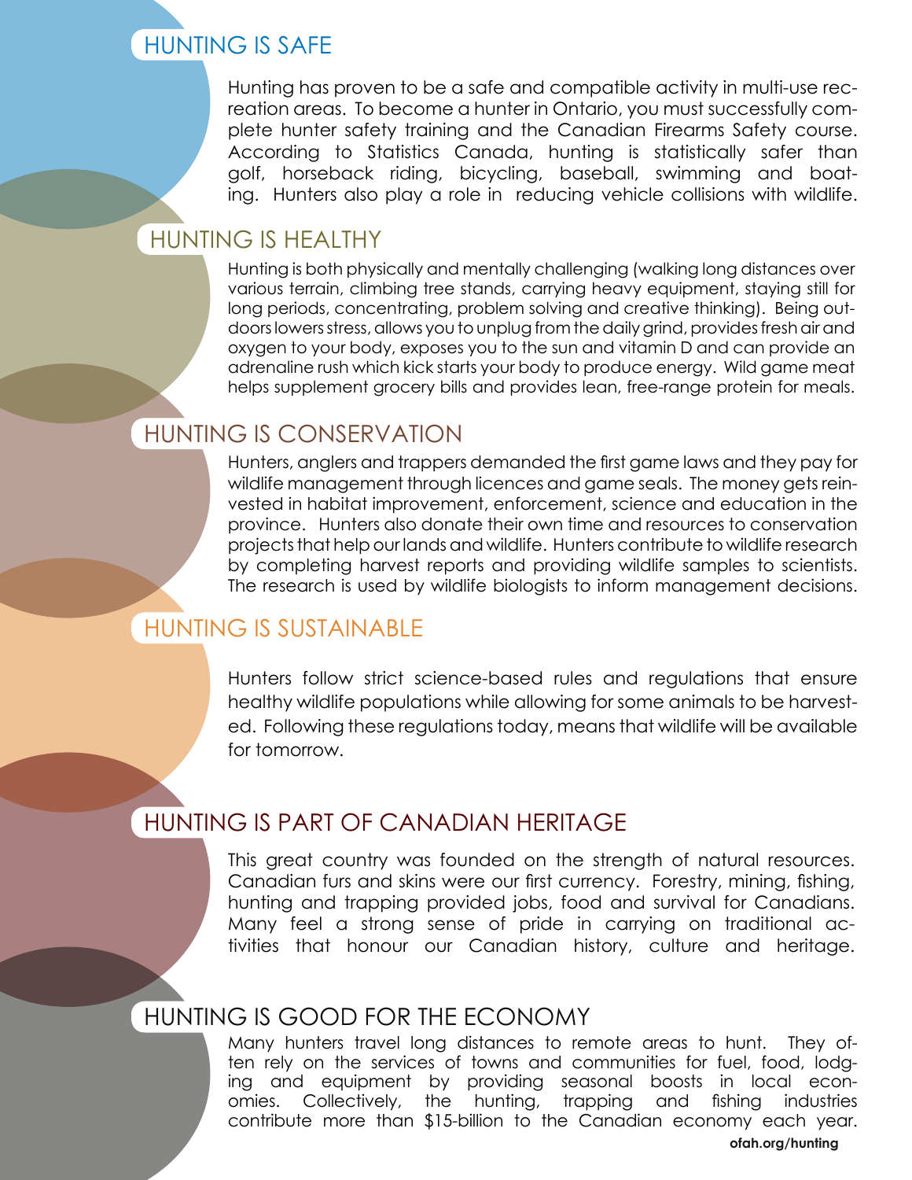## HUNTING IS SAFE

Hunting has proven to be a safe and compatible activity in multi-use recreation areas. To become a hunter in Ontario, you must successfully complete hunter safety training and the Canadian Firearms Safety course. According to Statistics Canada, hunting is statistically safer than golf, horseback riding, bicycling, baseball, swimming and boating. Hunters also play a role in reducing vehicle collisions with wildlife.

## HUNTING IS HEALTHY

Hunting is both physically and mentally challenging (walking long distances over various terrain, climbing tree stands, carrying heavy equipment, staying still for long periods, concentrating, problem solving and creative thinking). Being outdoors lowers stress, allows you to unplug from the daily grind, provides fresh air and oxygen to your body, exposes you to the sun and vitamin D and can provide an adrenaline rush which kick starts your body to produce energy. Wild game meat helps supplement grocery bills and provides lean, free-range protein for meals.

## HUNTING IS CONSERVATION

Hunters, anglers and trappers demanded the first game laws and they pay for wildlife management through licences and game seals. The money gets reinvested in habitat improvement, enforcement, science and education in the province. Hunters also donate their own time and resources to conservation projects that help our lands and wildlife. Hunters contribute to wildlife research by completing harvest reports and providing wildlife samples to scientists. The research is used by wildlife biologists to inform management decisions.

## HUNTING IS SUSTAINABLE

Hunters follow strict science-based rules and regulations that ensure healthy wildlife populations while allowing for some animals to be harvested. Following these regulations today, means that wildlife will be available for tomorrow.

## HUNTING IS PART OF CANADIAN HERITAGE

This great country was founded on the strength of natural resources. Canadian furs and skins were our first currency. Forestry, mining, fishing, hunting and trapping provided jobs, food and survival for Canadians. Many feel a strong sense of pride in carrying on traditional activities that honour our Canadian history, culture and heritage.

## HUNTING IS GOOD FOR THE ECONOMY

Many hunters travel long distances to remote areas to hunt. They often rely on the services of towns and communities for fuel, food, lodging and equipment by providing seasonal boosts in local economies. Collectively, the hunting, trapping and fishing industries contribute more than $15-billion to the Canadian economy each year.

**ofah.org/hunting**